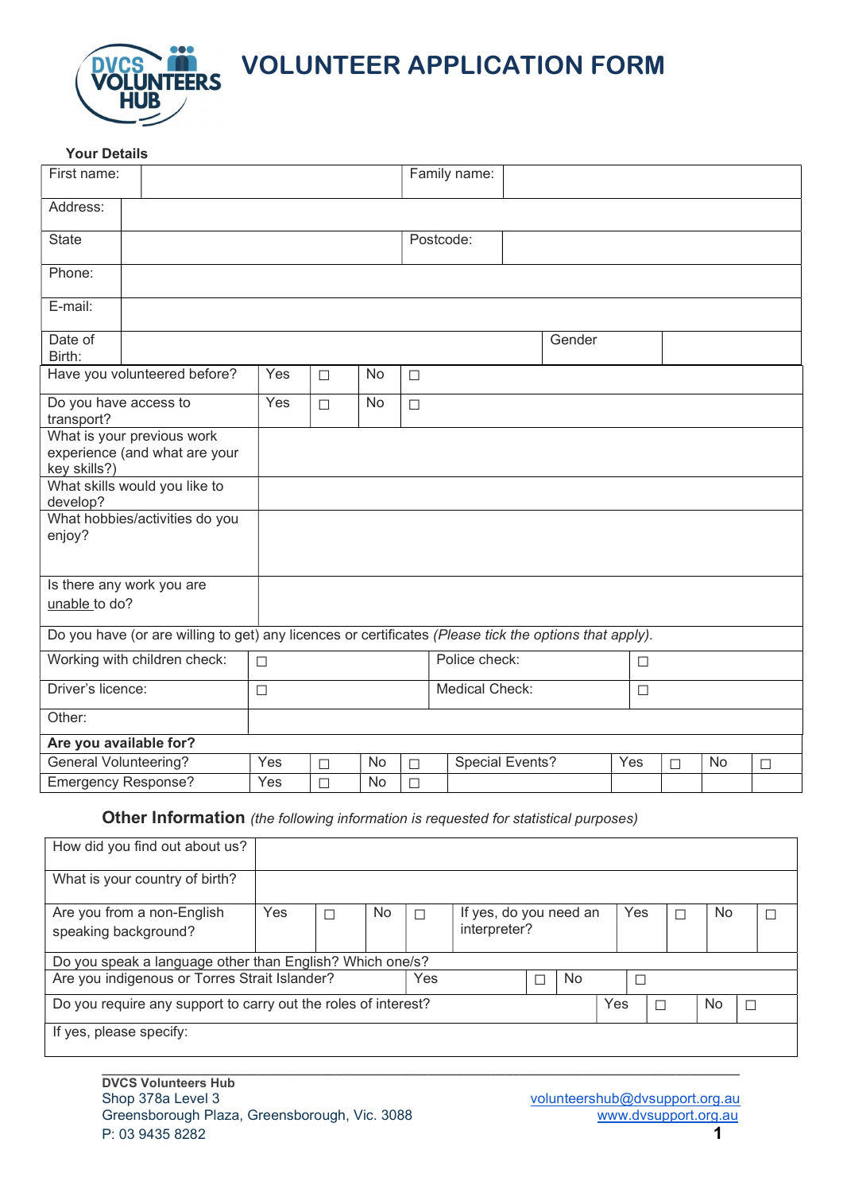# VOLUNTEER APPLICATION FORM

**Your Details**

| First name: | | Family name: | |
|---|---|---|---|
| Address: | | | |
| State | | Postcode: | |
| Phone: | | | |
| E-mail: | | | |
| Date of Birth: | | Gender | |

| Have you volunteered before? | Yes | ☐ | No | ☐ |
|---|---|---|---|---|
| Do you have access to transport? | Yes | ☐ | No | ☐ |
| What is your previous work experience (and what are your key skills?) | | | | |
| What skills would you like to develop? | | | | |
| What hobbies/activities do you enjoy? | | | | |
| Is there any work you are unable to do? | | | | |

Do you have (or are willing to get) any licences or certificates *(Please tick the options that apply).*

| Working with children check: | ☐ | Police check: | ☐ |
|---|---|---|---|
| Driver's licence: | ☐ | Medical Check: | ☐ |
| Other: | | | |

**Are you available for?**

| General Volunteering? | Yes | ☐ | No | ☐ | Special Events? | Yes | ☐ | No | ☐ |
|---|---|---|---|---|---|---|---|---|---|
| Emergency Response? | Yes | ☐ | No | ☐ | | | | | |

## Other Information *(the following information is requested for statistical purposes)*

| How did you find out about us? | | | | | | | | | |
|---|---|---|---|---|---|---|---|---|---|
| What is your country of birth? | | | | | | | | | |
| Are you from a non-English speaking background? | Yes | ☐ | No | ☐ | If yes, do you need an interpreter? | Yes | ☐ | No | ☐ |

Do you speak a language other than English? Which one/s?

| Are you indigenous or Torres Strait Islander? | Yes | ☐ | No | ☐ |
|---|---|---|---|---|

| Do you require any support to carry out the roles of interest? | Yes | ☐ | No | ☐ |
|---|---|---|---|---|
| If yes, please specify: | | | | |

**DVCS Volunteers Hub**
Shop 378a Level 3
Greensborough Plaza, Greensborough, Vic. 3088
P: 03 9435 8282

volunteershub@dvsupport.org.au
www.dvsupport.org.au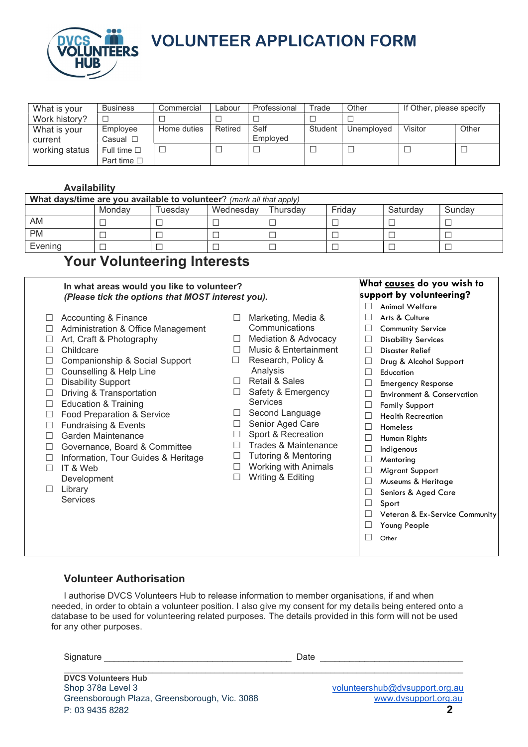# VOLUNTEER APPLICATION FORM

| | | | | | | | | |
|---|---|---|---|---|---|---|---|---|
| What is your Work history? | Business ☐ | Commercial ☐ | Labour ☐ | Professional ☐ | Trade ☐ | Other ☐ | If Other, please specify | |
| What is your current working status | Employee Casual ☐ Full time ☐ Part time ☐ | Home duties ☐ | Retired ☐ | Self Employed ☐ | Student ☐ | Unemployed ☐ | Visitor ☐ | Other ☐ |

## Availability

**What days/time are you available to volunteer**? *(mark all that apply)*

| | Monday | Tuesday | Wednesday | Thursday | Friday | Saturday | Sunday |
|---|---|---|---|---|---|---|---|
| AM | ☐ | ☐ | ☐ | ☐ | ☐ | ☐ | ☐ |
| PM | ☐ | ☐ | ☐ | ☐ | ☐ | ☐ | ☐ |
| Evening | ☐ | ☐ | ☐ | ☐ | ☐ | ☐ | ☐ |

## Your Volunteering Interests

**In what areas would you like to volunteer?**
***(Please tick the options that MOST interest you).***

- ☐ Accounting & Finance
- ☐ Administration & Office Management
- ☐ Art, Craft & Photography
- ☐ Childcare
- ☐ Companionship & Social Support
- ☐ Counselling & Help Line
- ☐ Disability Support
- ☐ Driving & Transportation
- ☐ Education & Training
- ☐ Food Preparation & Service
- ☐ Fundraising & Events
- ☐ Garden Maintenance
- ☐ Governance, Board & Committee
- ☐ Information, Tour Guides & Heritage
- ☐ IT & Web Development
- ☐ Library Services
- ☐ Marketing, Media & Communications
- ☐ Mediation & Advocacy
- ☐ Music & Entertainment
- ☐ Research, Policy & Analysis
- ☐ Retail & Sales
- ☐ Safety & Emergency Services
- ☐ Second Language
- ☐ Senior Aged Care
- ☐ Sport & Recreation
- ☐ Trades & Maintenance
- ☐ Tutoring & Mentoring
- ☐ Working with Animals
- ☐ Writing & Editing

**What causes do you wish to support by volunteering?**

- ☐ Animal Welfare
- ☐ Arts & Culture
- ☐ Community Service
- ☐ Disability Services
- ☐ Disaster Relief
- ☐ Drug & Alcohol Support
- ☐ Education
- ☐ Emergency Response
- ☐ Environment & Conservation
- ☐ Family Support
- ☐ Health Recreation
- ☐ Homeless
- ☐ Human Rights
- ☐ Indigenous
- ☐ Mentoring
- ☐ Migrant Support
- ☐ Museums & Heritage
- ☐ Seniors & Aged Care
- ☐ Sport
- ☐ Veteran & Ex-Service Community
- ☐ Young People
- ☐ Other

## Volunteer Authorisation

I authorise DVCS Volunteers Hub to release information to member organisations, if and when needed, in order to obtain a volunteer position. I also give my consent for my details being entered onto a database to be used for volunteering related purposes. The details provided in this form will not be used for any other purposes.

Signature ______________________________________ Date ____________________________

**DVCS Volunteers Hub**
Shop 378a Level 3
Greensborough Plaza, Greensborough, Vic. 3088
P: 03 9435 8282

volunteershub@dvsupport.org.au
www.dvsupport.org.au